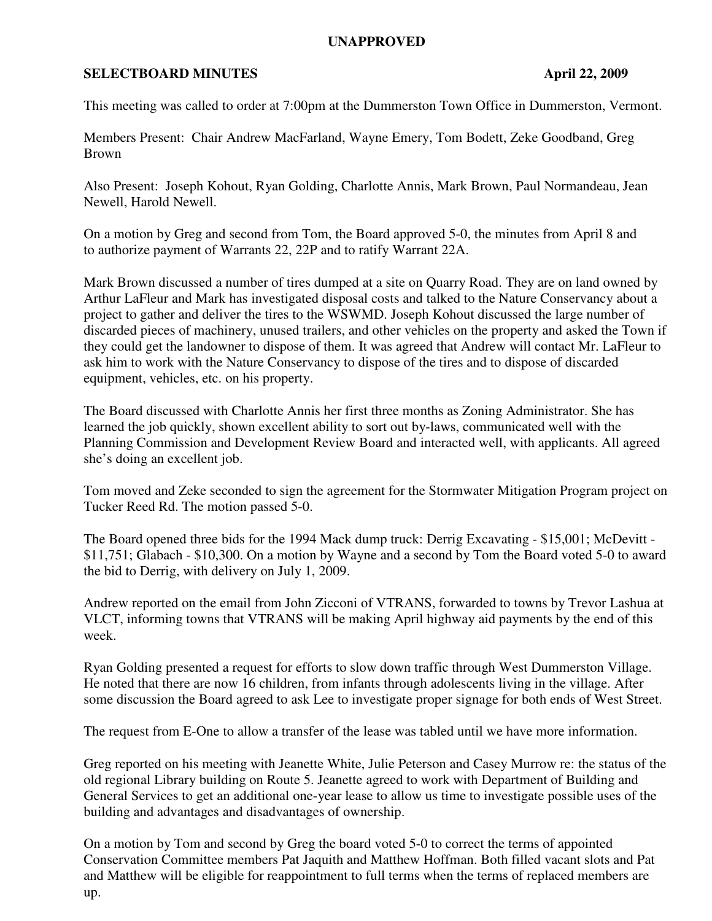**UNAPPROVED**

**SELECTBOARD MINUTES** **April 22, 2009**

This meeting was called to order at 7:00pm at the Dummerston Town Office in Dummerston, Vermont.

Members Present: Chair Andrew MacFarland, Wayne Emery, Tom Bodett, Zeke Goodband, Greg Brown

Also Present: Joseph Kohout, Ryan Golding, Charlotte Annis, Mark Brown, Paul Normandeau, Jean Newell, Harold Newell.

On a motion by Greg and second from Tom, the Board approved 5-0, the minutes from April 8 and to authorize payment of Warrants 22, 22P and to ratify Warrant 22A.

Mark Brown discussed a number of tires dumped at a site on Quarry Road. They are on land owned by Arthur LaFleur and Mark has investigated disposal costs and talked to the Nature Conservancy about a project to gather and deliver the tires to the WSWMD. Joseph Kohout discussed the large number of discarded pieces of machinery, unused trailers, and other vehicles on the property and asked the Town if they could get the landowner to dispose of them. It was agreed that Andrew will contact Mr. LaFleur to ask him to work with the Nature Conservancy to dispose of the tires and to dispose of discarded equipment, vehicles, etc. on his property.

The Board discussed with Charlotte Annis her first three months as Zoning Administrator. She has learned the job quickly, shown excellent ability to sort out by-laws, communicated well with the Planning Commission and Development Review Board and interacted well, with applicants. All agreed she's doing an excellent job.

Tom moved and Zeke seconded to sign the agreement for the Stormwater Mitigation Program project on Tucker Reed Rd. The motion passed 5-0.

The Board opened three bids for the 1994 Mack dump truck: Derrig Excavating - $15,001; McDevitt - $11,751; Glabach - $10,300. On a motion by Wayne and a second by Tom the Board voted 5-0 to award the bid to Derrig, with delivery on July 1, 2009.

Andrew reported on the email from John Zicconi of VTRANS, forwarded to towns by Trevor Lashua at VLCT, informing towns that VTRANS will be making April highway aid payments by the end of this week.

Ryan Golding presented a request for efforts to slow down traffic through West Dummerston Village. He noted that there are now 16 children, from infants through adolescents living in the village. After some discussion the Board agreed to ask Lee to investigate proper signage for both ends of West Street.

The request from E-One to allow a transfer of the lease was tabled until we have more information.

Greg reported on his meeting with Jeanette White, Julie Peterson and Casey Murrow re: the status of the old regional Library building on Route 5. Jeanette agreed to work with Department of Building and General Services to get an additional one-year lease to allow us time to investigate possible uses of the building and advantages and disadvantages of ownership.

On a motion by Tom and second by Greg the board voted 5-0 to correct the terms of appointed Conservation Committee members Pat Jaquith and Matthew Hoffman. Both filled vacant slots and Pat and Matthew will be eligible for reappointment to full terms when the terms of replaced members are up.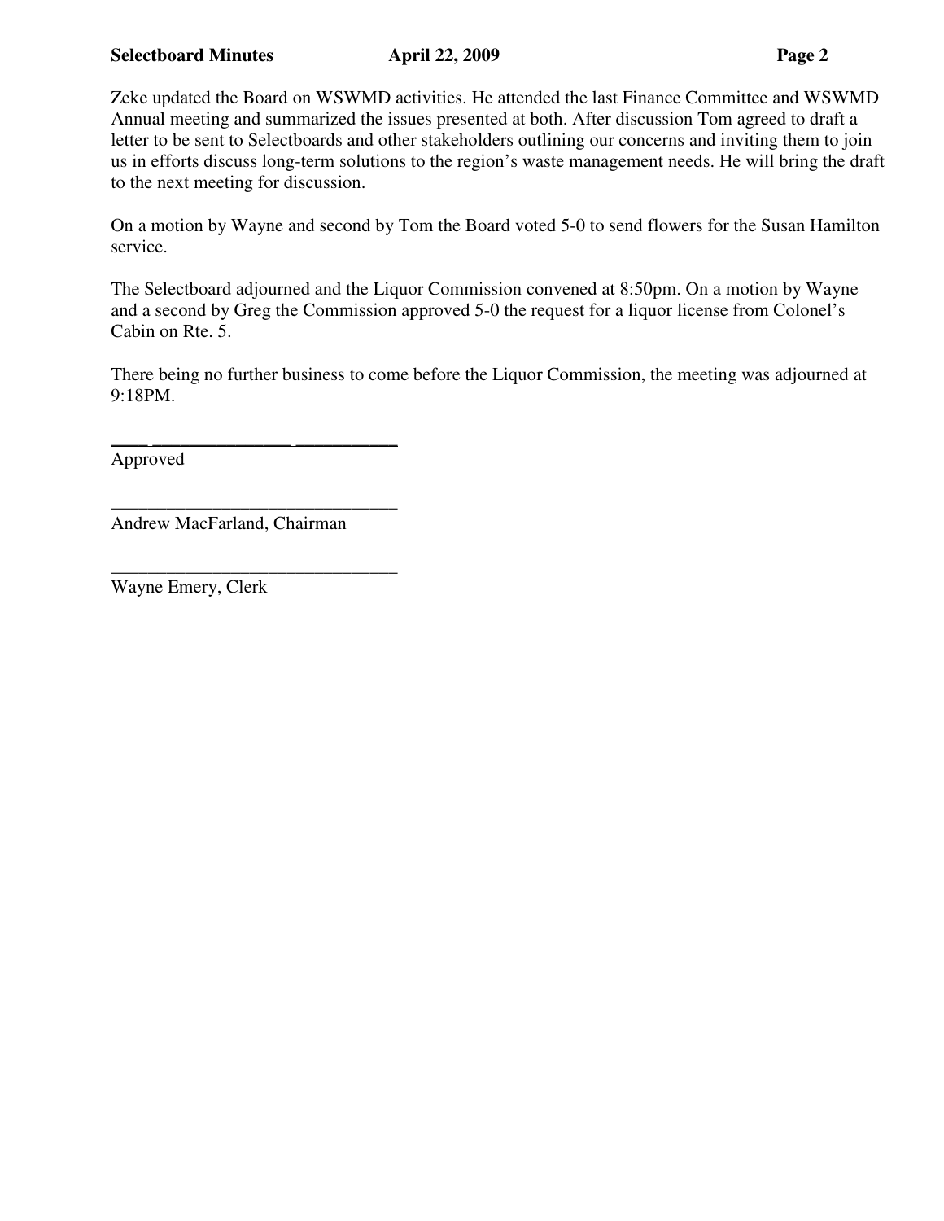Zeke updated the Board on WSWMD activities. He attended the last Finance Committee and WSWMD Annual meeting and summarized the issues presented at both. After discussion Tom agreed to draft a letter to be sent to Selectboards and other stakeholders outlining our concerns and inviting them to join us in efforts discuss long-term solutions to the region's waste management needs. He will bring the draft to the next meeting for discussion.

On a motion by Wayne and second by Tom the Board voted 5-0 to send flowers for the Susan Hamilton service.

The Selectboard adjourned and the Liquor Commission convened at 8:50pm. On a motion by Wayne and a second by Greg the Commission approved 5-0 the request for a liquor license from Colonel's Cabin on Rte. 5.

There being no further business to come before the Liquor Commission, the meeting was adjourned at 9:18PM.

_______________________________
Approved

_______________________________
Andrew MacFarland, Chairman

_______________________________
Wayne Emery, Clerk